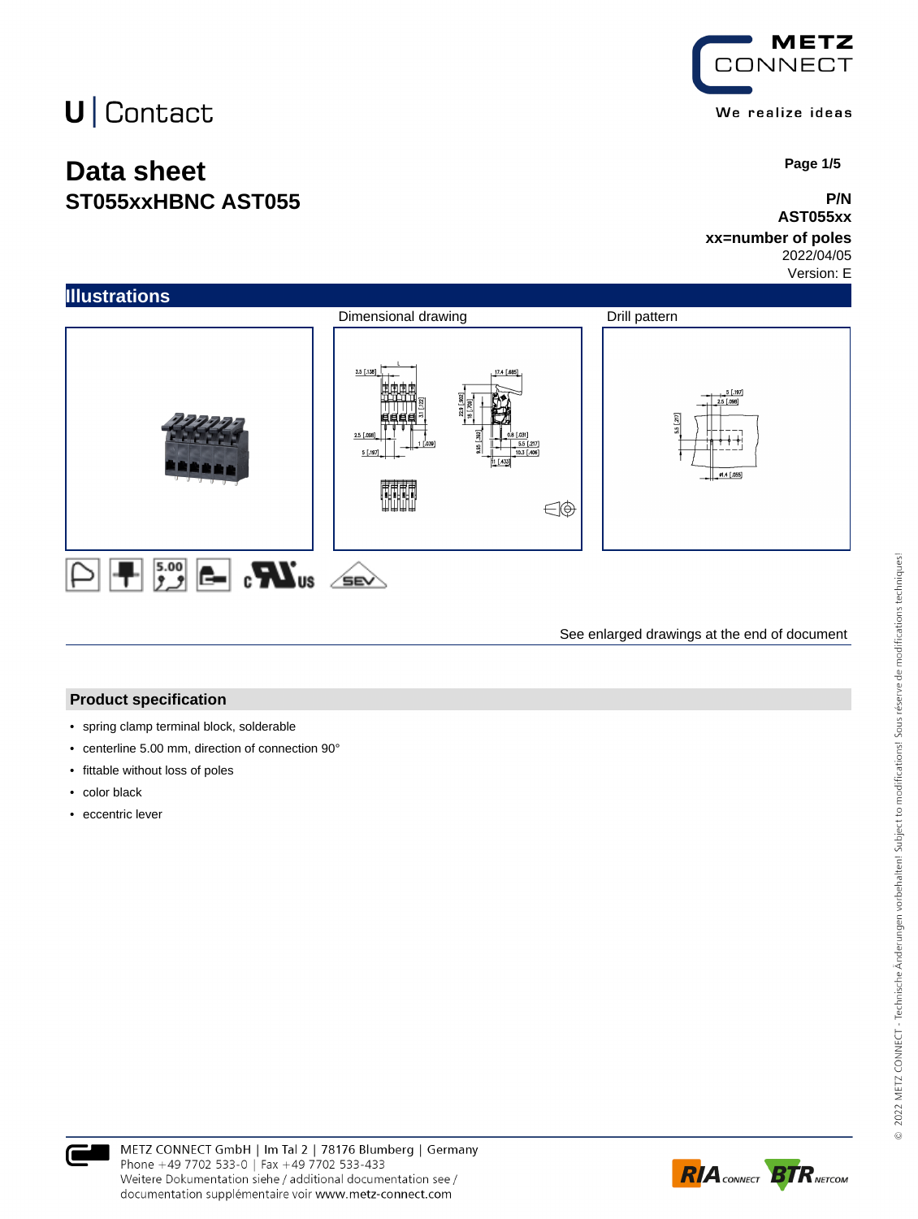U | Contact

METZ CONNECT

We realize ideas

# Data sheet
## ST055xxHBNC AST055

**P/N**
**AST055xx**
**xx=number of poles**
2022/04/05
Version: E

## Illustrations

Dimensional drawing

Drill pattern

See enlarged drawings at the end of document

## Product specification

- spring clamp terminal block, solderable
- centerline 5.00 mm, direction of connection 90°
- fittable without loss of poles
- color black
- eccentric lever

METZ CONNECT GmbH | Im Tal 2 | 78176 Blumberg | Germany
Phone +49 7702 533-0 | Fax +49 7702 533-433
Weitere Dokumentation siehe / additional documentation see /
documentation supplémentaire voir www.metz-connect.com

© 2022 METZ CONNECT - Technische Änderungen vorbehalten! Subject to modifications! Sous réserve de modifications techniques!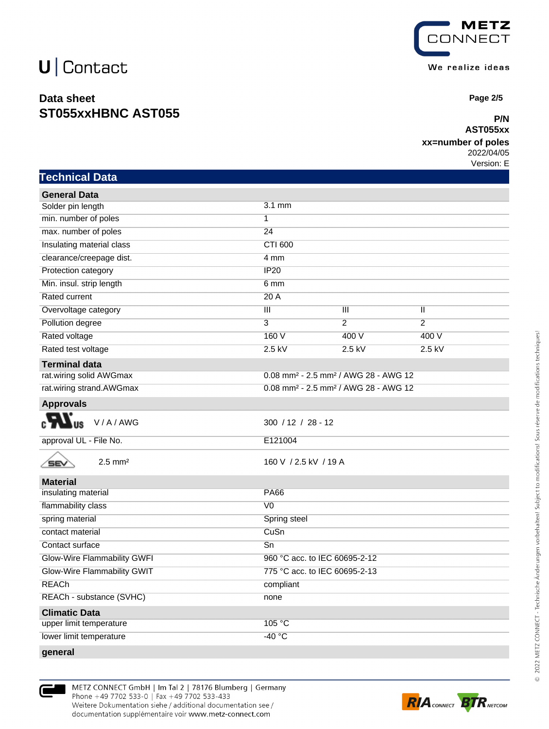U | Contact

**Data sheet**
**ST055xxHBNC AST055**

**P/N**
**AST055xx**
**xx=number of poles**
2022/04/05
Version: E

## Technical Data

| **General Data** | | | |
|---|---|---|---|
| Solder pin length | 3.1 mm | | |
| min. number of poles | 1 | | |
| max. number of poles | 24 | | |
| Insulating material class | CTI 600 | | |
| clearance/creepage dist. | 4 mm | | |
| Protection category | IP20 | | |
| Min. insul. strip length | 6 mm | | |
| Rated current | 20 A | | |
| Overvoltage category | III | III | II |
| Pollution degree | 3 | 2 | 2 |
| Rated voltage | 160 V | 400 V | 400 V |
| Rated test voltage | 2.5 kV | 2.5 kV | 2.5 kV |
| **Terminal data** | | | |
| rat.wiring solid AWGmax | 0.08 mm² - 2.5 mm² / AWG 28 - AWG 12 | | |
| rat.wiring strand.AWGmax | 0.08 mm² - 2.5 mm² / AWG 28 - AWG 12 | | |
| **Approvals** | | | |
| cURus V / A / AWG | 300 / 12 / 28 - 12 | | |
| approval UL - File No. | E121004 | | |
| SEV 2.5 mm² | 160 V / 2.5 kV / 19 A | | |
| **Material** | | | |
| insulating material | PA66 | | |
| flammability class | V0 | | |
| spring material | Spring steel | | |
| contact material | CuSn | | |
| Contact surface | Sn | | |
| Glow-Wire Flammability GWFI | 960 °C acc. to IEC 60695-2-12 | | |
| Glow-Wire Flammability GWIT | 775 °C acc. to IEC 60695-2-13 | | |
| REACh | compliant | | |
| REACh - substance (SVHC) | none | | |
| **Climatic Data** | | | |
| upper limit temperature | 105 °C | | |
| lower limit temperature | -40 °C | | |
| **general** | | | |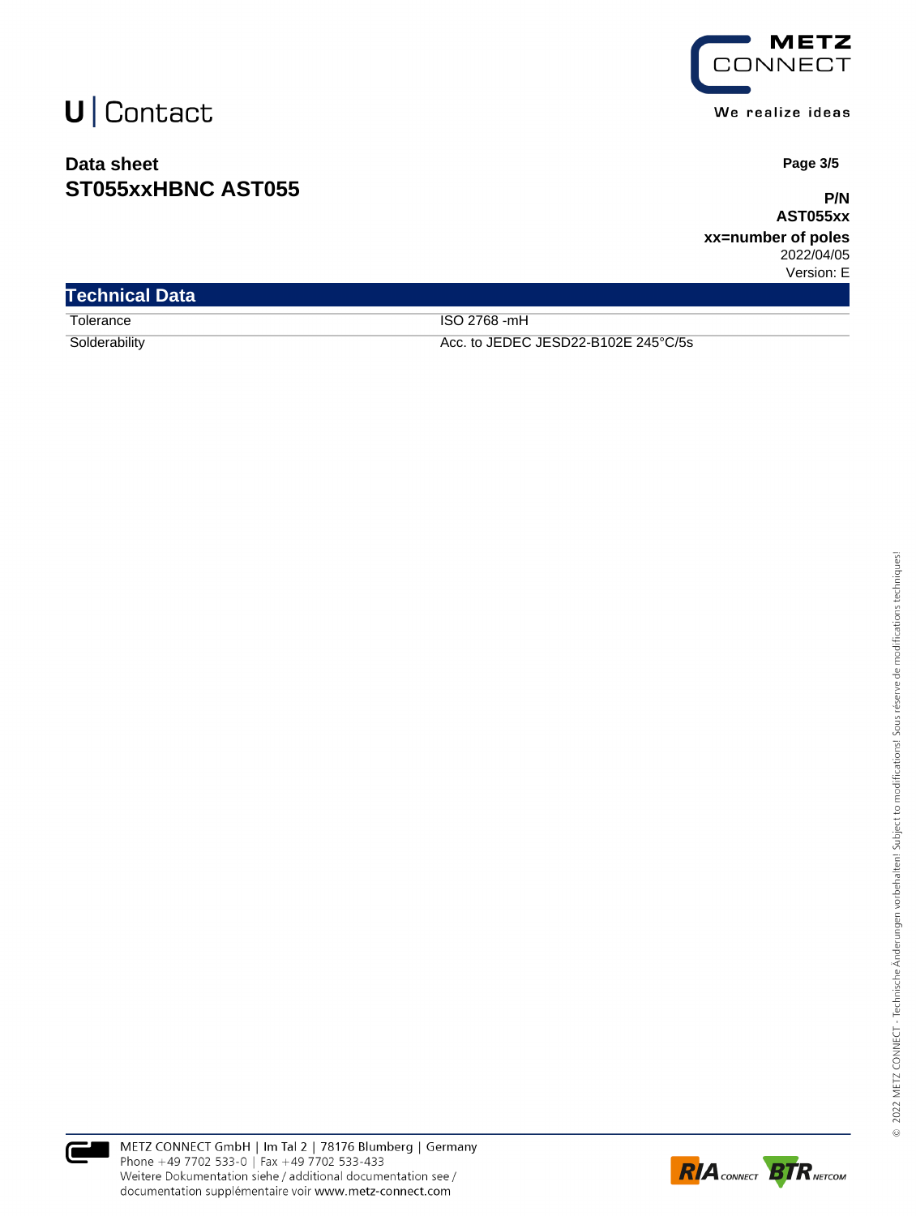# Data sheet
# ST055xxHBNC AST055

**P/N**
**AST055xx**
**xx=number of poles**
2022/04/05
Version: E

## Technical Data

| | |
|---|---|
| Tolerance | ISO 2768 -mH |
| Solderability | Acc. to JEDEC JESD22-B102E 245°C/5s |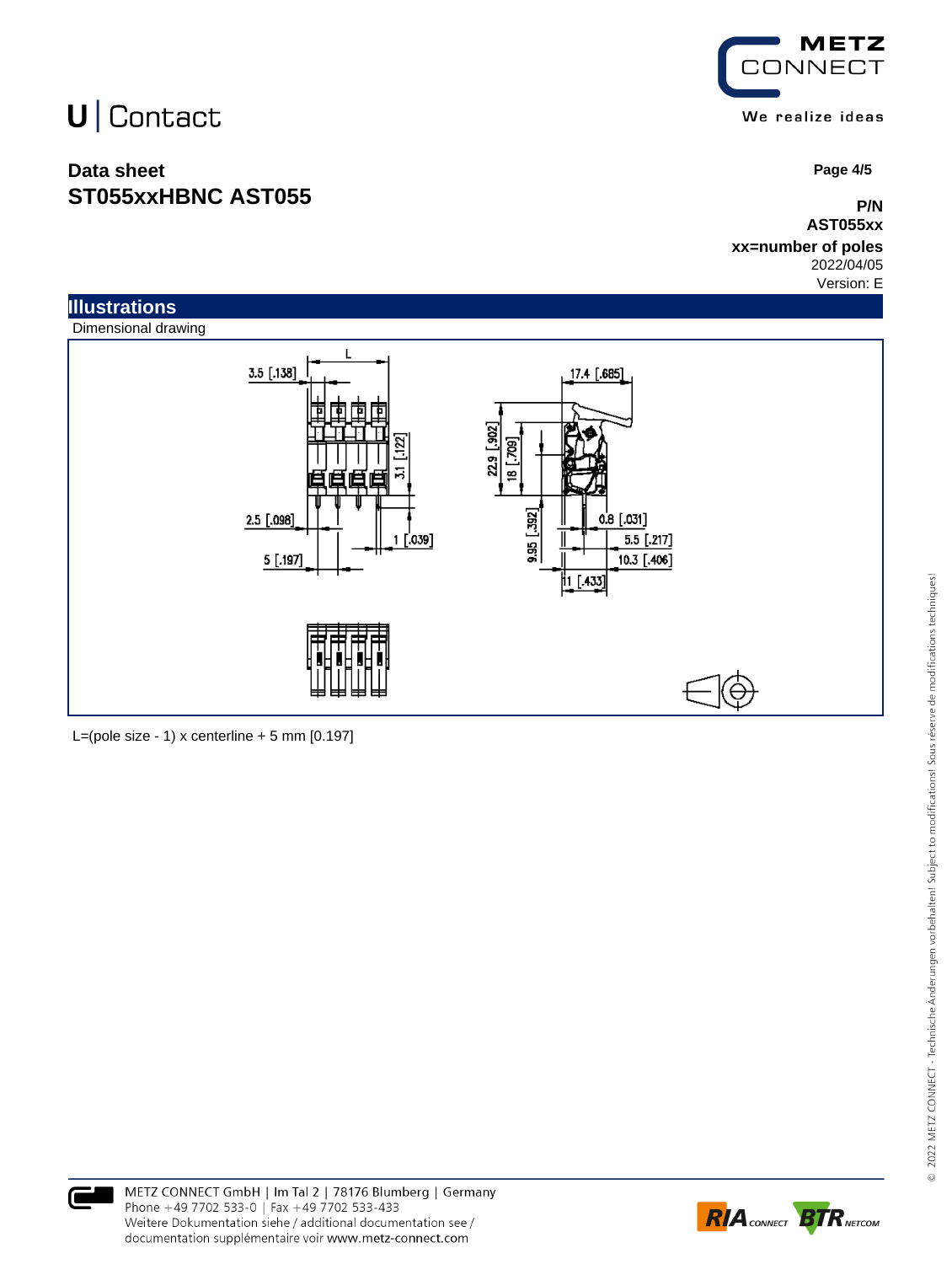U | Contact

**Data sheet**
## ST055xxHBNC AST055

**P/N**
**AST055xx**
**xx=number of poles**
2022/04/05
Version: E

## Illustrations

Dimensional drawing

L=(pole size - 1) x centerline + 5 mm [0.197]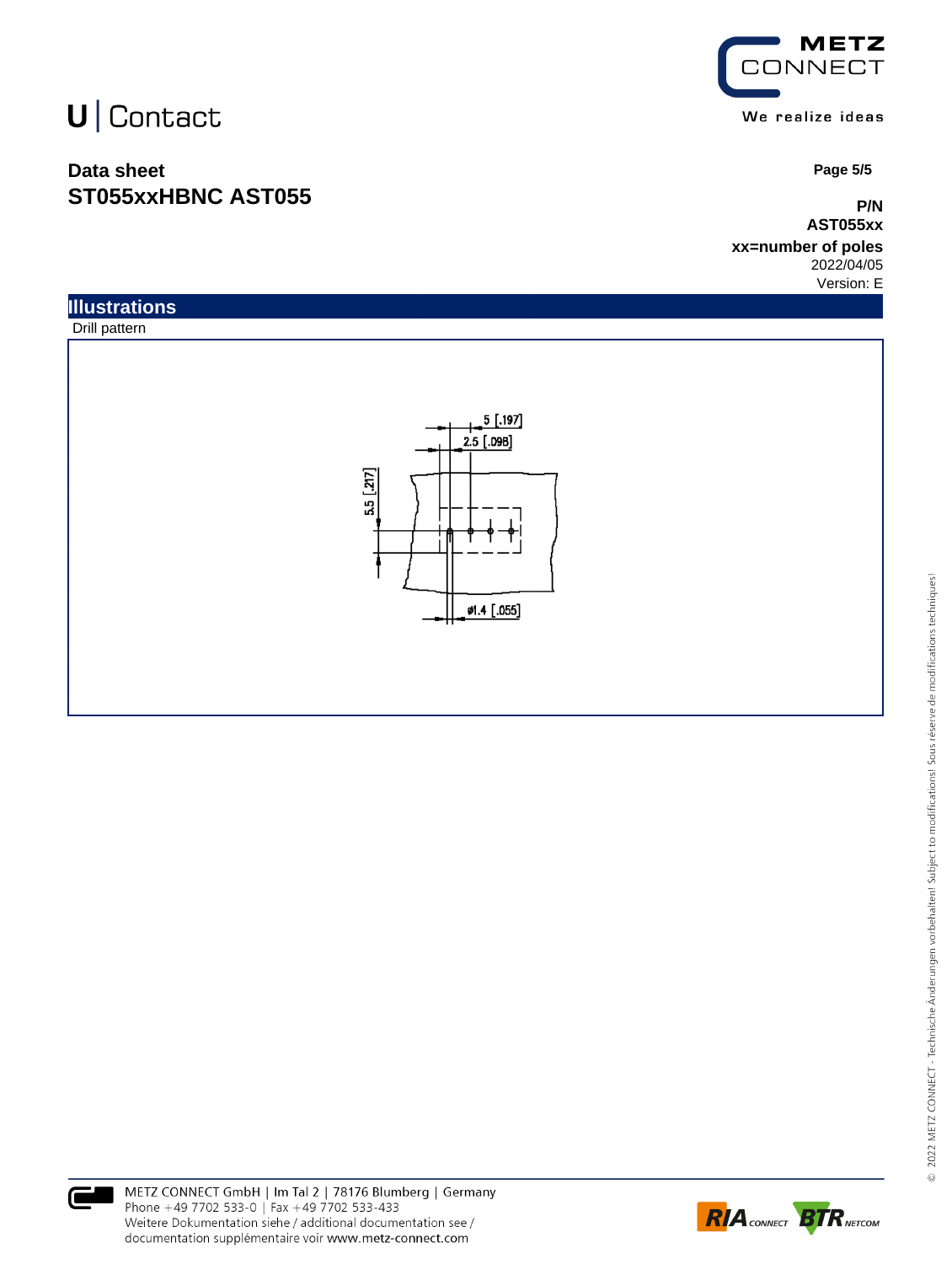U | Contact

**Data sheet**
**ST055xxHBNC AST055**

**P/N**
**AST055xx**
**xx=number of poles**
2022/04/05
Version: E

## Illustrations

Drill pattern

5 [.197]
2.5 [.098]
5.5 [.217]
ø1.4 [.055]